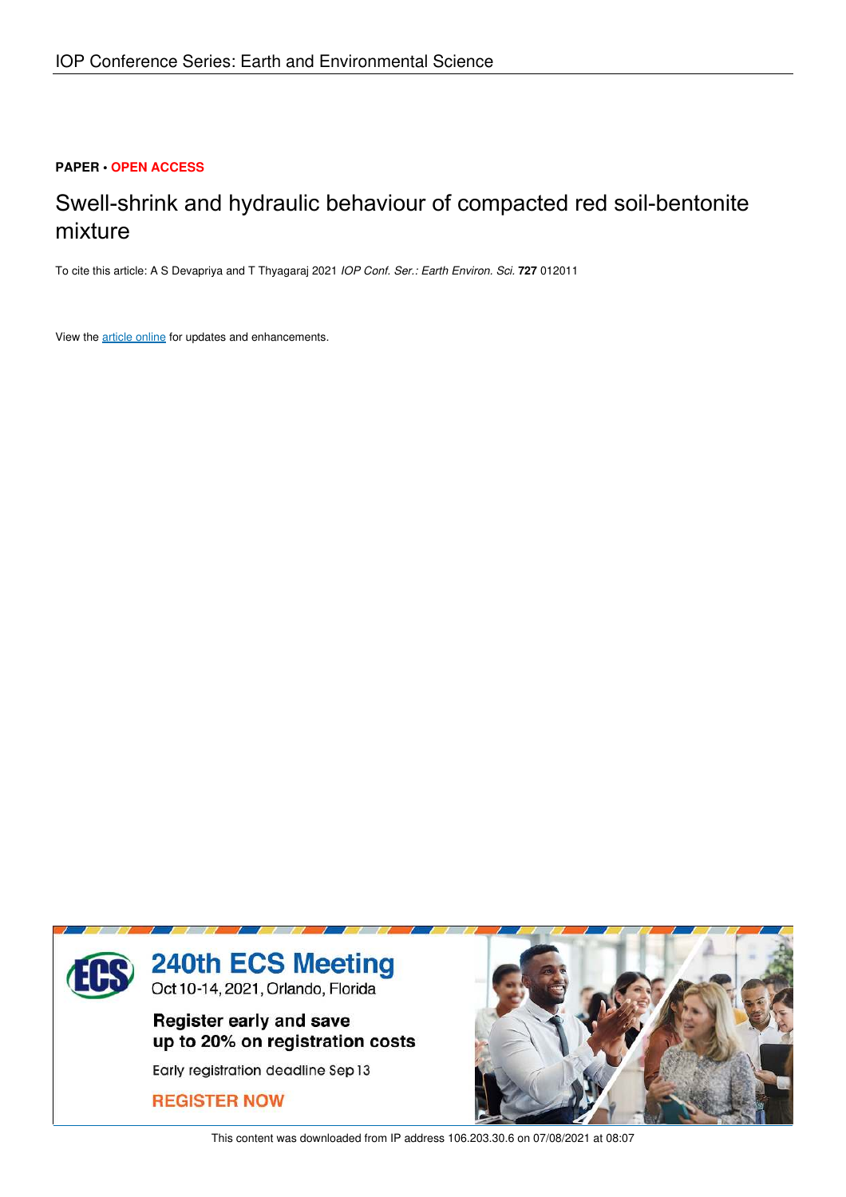PAPER • OPEN ACCESS

# Swell-shrink and hydraulic behaviour of compacted red soil-bentonite mixture

To cite this article: A S Devapriya and T Thyagaraj 2021 *IOP Conf. Ser.: Earth Environ. Sci.* **727** 012011

View the article online for updates and enhancements.

240th ECS Meeting
Oct 10-14, 2021, Orlando, Florida

Register early and save up to 20% on registration costs

Early registration deadline Sep 13

REGISTER NOW

This content was downloaded from IP address 106.203.30.6 on 07/08/2021 at 08:07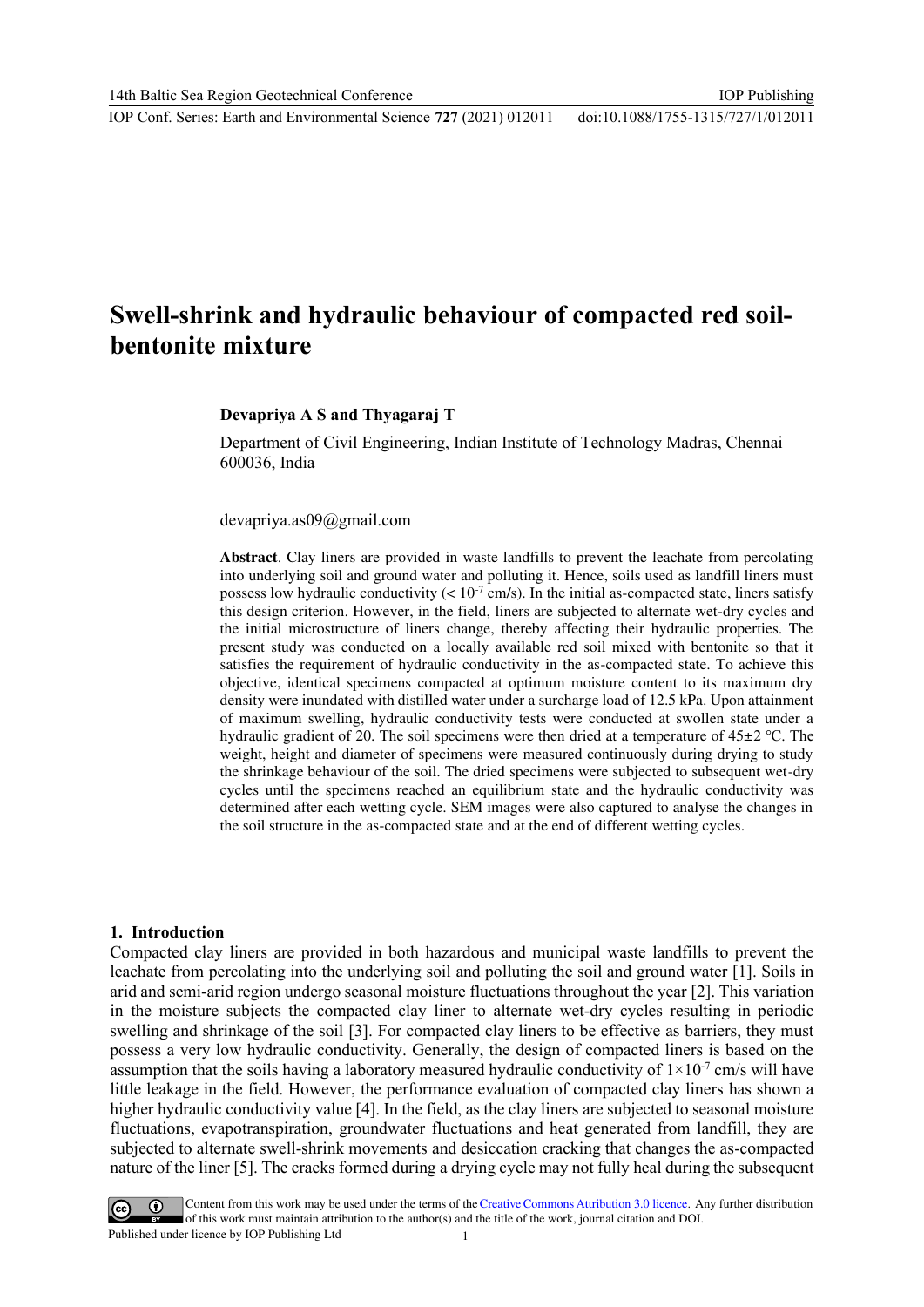# Swell-shrink and hydraulic behaviour of compacted red soil-bentonite mixture

**Devapriya A S and Thyagaraj T**

Department of Civil Engineering, Indian Institute of Technology Madras, Chennai 600036, India

devapriya.as09@gmail.com

**Abstract**. Clay liners are provided in waste landfills to prevent the leachate from percolating into underlying soil and ground water and polluting it. Hence, soils used as landfill liners must possess low hydraulic conductivity ($< 10^{-7}$ cm/s). In the initial as-compacted state, liners satisfy this design criterion. However, in the field, liners are subjected to alternate wet-dry cycles and the initial microstructure of liners change, thereby affecting their hydraulic properties. The present study was conducted on a locally available red soil mixed with bentonite so that it satisfies the requirement of hydraulic conductivity in the as-compacted state. To achieve this objective, identical specimens compacted at optimum moisture content to its maximum dry density were inundated with distilled water under a surcharge load of 12.5 kPa. Upon attainment of maximum swelling, hydraulic conductivity tests were conducted at swollen state under a hydraulic gradient of 20. The soil specimens were then dried at a temperature of 45±2 °C. The weight, height and diameter of specimens were measured continuously during drying to study the shrinkage behaviour of the soil. The dried specimens were subjected to subsequent wet-dry cycles until the specimens reached an equilibrium state and the hydraulic conductivity was determined after each wetting cycle. SEM images were also captured to analyse the changes in the soil structure in the as-compacted state and at the end of different wetting cycles.

## 1. Introduction

Compacted clay liners are provided in both hazardous and municipal waste landfills to prevent the leachate from percolating into the underlying soil and polluting the soil and ground water [1]. Soils in arid and semi-arid region undergo seasonal moisture fluctuations throughout the year [2]. This variation in the moisture subjects the compacted clay liner to alternate wet-dry cycles resulting in periodic swelling and shrinkage of the soil [3]. For compacted clay liners to be effective as barriers, they must possess a very low hydraulic conductivity. Generally, the design of compacted liners is based on the assumption that the soils having a laboratory measured hydraulic conductivity of $1\times10^{-7}$ cm/s will have little leakage in the field. However, the performance evaluation of compacted clay liners has shown a higher hydraulic conductivity value [4]. In the field, as the clay liners are subjected to seasonal moisture fluctuations, evapotranspiration, groundwater fluctuations and heat generated from landfill, they are subjected to alternate swell-shrink movements and desiccation cracking that changes the as-compacted nature of the liner [5]. The cracks formed during a drying cycle may not fully heal during the subsequent

Content from this work may be used under the terms of the Creative Commons Attribution 3.0 licence. Any further distribution of this work must maintain attribution to the author(s) and the title of the work, journal citation and DOI.
Published under licence by IOP Publishing Ltd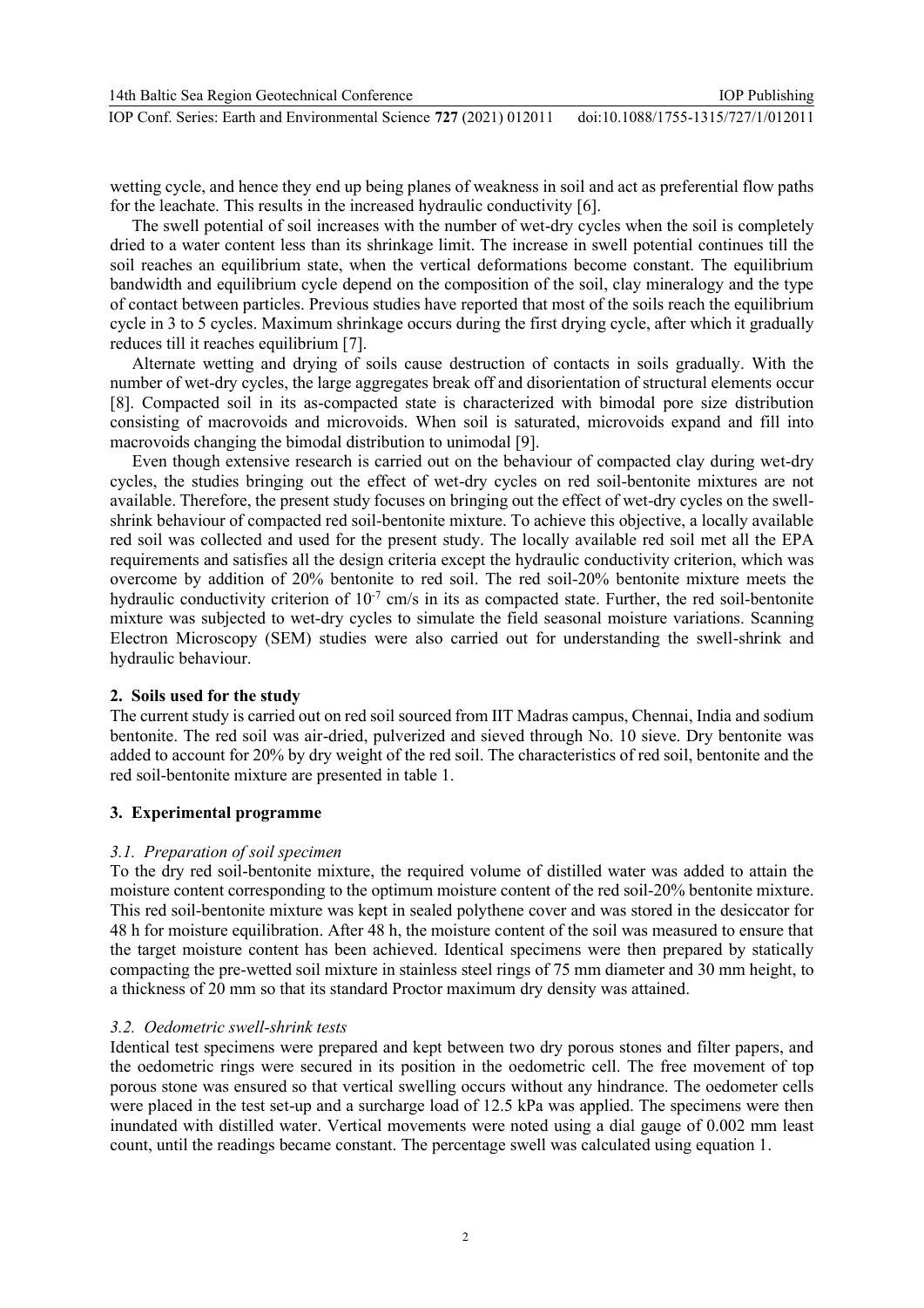wetting cycle, and hence they end up being planes of weakness in soil and act as preferential flow paths for the leachate. This results in the increased hydraulic conductivity [6].

The swell potential of soil increases with the number of wet-dry cycles when the soil is completely dried to a water content less than its shrinkage limit. The increase in swell potential continues till the soil reaches an equilibrium state, when the vertical deformations become constant. The equilibrium bandwidth and equilibrium cycle depend on the composition of the soil, clay mineralogy and the type of contact between particles. Previous studies have reported that most of the soils reach the equilibrium cycle in 3 to 5 cycles. Maximum shrinkage occurs during the first drying cycle, after which it gradually reduces till it reaches equilibrium [7].

Alternate wetting and drying of soils cause destruction of contacts in soils gradually. With the number of wet-dry cycles, the large aggregates break off and disorientation of structural elements occur [8]. Compacted soil in its as-compacted state is characterized with bimodal pore size distribution consisting of macrovoids and microvoids. When soil is saturated, microvoids expand and fill into macrovoids changing the bimodal distribution to unimodal [9].

Even though extensive research is carried out on the behaviour of compacted clay during wet-dry cycles, the studies bringing out the effect of wet-dry cycles on red soil-bentonite mixtures are not available. Therefore, the present study focuses on bringing out the effect of wet-dry cycles on the swell-shrink behaviour of compacted red soil-bentonite mixture. To achieve this objective, a locally available red soil was collected and used for the present study. The locally available red soil met all the EPA requirements and satisfies all the design criteria except the hydraulic conductivity criterion, which was overcome by addition of 20% bentonite to red soil. The red soil-20% bentonite mixture meets the hydraulic conductivity criterion of $10^{-7}$ cm/s in its as compacted state. Further, the red soil-bentonite mixture was subjected to wet-dry cycles to simulate the field seasonal moisture variations. Scanning Electron Microscopy (SEM) studies were also carried out for understanding the swell-shrink and hydraulic behaviour.

## 2. Soils used for the study

The current study is carried out on red soil sourced from IIT Madras campus, Chennai, India and sodium bentonite. The red soil was air-dried, pulverized and sieved through No. 10 sieve. Dry bentonite was added to account for 20% by dry weight of the red soil. The characteristics of red soil, bentonite and the red soil-bentonite mixture are presented in table 1.

## 3. Experimental programme

### *3.1. Preparation of soil specimen*

To the dry red soil-bentonite mixture, the required volume of distilled water was added to attain the moisture content corresponding to the optimum moisture content of the red soil-20% bentonite mixture. This red soil-bentonite mixture was kept in sealed polythene cover and was stored in the desiccator for 48 h for moisture equilibration. After 48 h, the moisture content of the soil was measured to ensure that the target moisture content has been achieved. Identical specimens were then prepared by statically compacting the pre-wetted soil mixture in stainless steel rings of 75 mm diameter and 30 mm height, to a thickness of 20 mm so that its standard Proctor maximum dry density was attained.

### *3.2. Oedometric swell-shrink tests*

Identical test specimens were prepared and kept between two dry porous stones and filter papers, and the oedometric rings were secured in its position in the oedometric cell. The free movement of top porous stone was ensured so that vertical swelling occurs without any hindrance. The oedometer cells were placed in the test set-up and a surcharge load of 12.5 kPa was applied. The specimens were then inundated with distilled water. Vertical movements were noted using a dial gauge of 0.002 mm least count, until the readings became constant. The percentage swell was calculated using equation 1.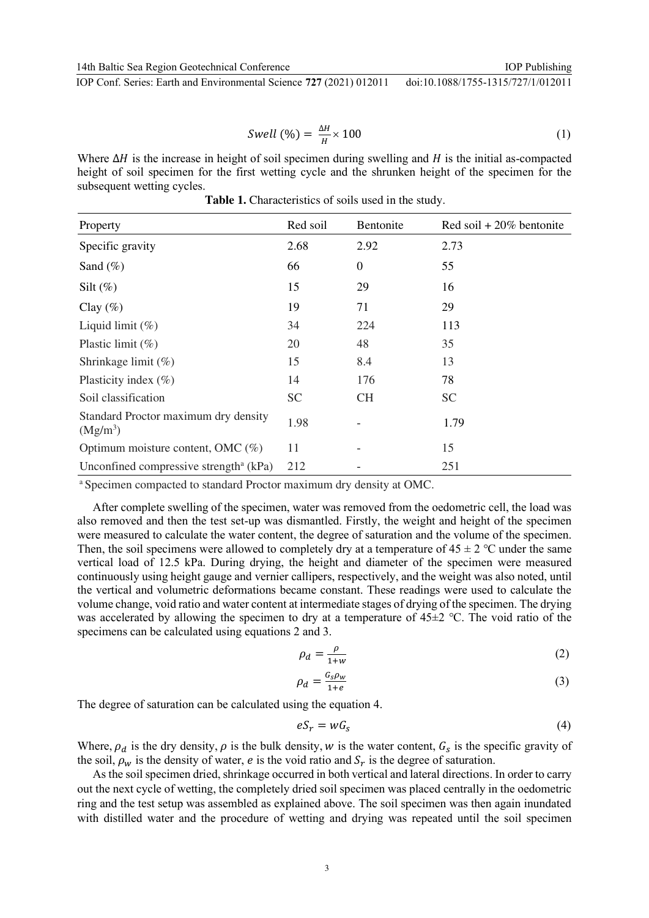$$Swell\ (\%) = \frac{\Delta H}{H} \times 100 \tag{1}$$

Where $\Delta H$ is the increase in height of soil specimen during swelling and $H$ is the initial as-compacted height of soil specimen for the first wetting cycle and the shrunken height of the specimen for the subsequent wetting cycles.

**Table 1.** Characteristics of soils used in the study.

| Property | Red soil | Bentonite | Red soil + 20% bentonite |
|---|---|---|---|
| Specific gravity | 2.68 | 2.92 | 2.73 |
| Sand (%) | 66 | 0 | 55 |
| Silt (%) | 15 | 29 | 16 |
| Clay (%) | 19 | 71 | 29 |
| Liquid limit (%) | 34 | 224 | 113 |
| Plastic limit (%) | 20 | 48 | 35 |
| Shrinkage limit (%) | 15 | 8.4 | 13 |
| Plasticity index (%) | 14 | 176 | 78 |
| Soil classification | SC | CH | SC |
| Standard Proctor maximum dry density (Mg/m$^3$) | 1.98 | - | 1.79 |
| Optimum moisture content, OMC (%) | 11 | - | 15 |
| Unconfined compressive strength[a] (kPa) | 212 | - | 251 |

[a] Specimen compacted to standard Proctor maximum dry density at OMC.

After complete swelling of the specimen, water was removed from the oedometric cell, the load was also removed and then the test set-up was dismantled. Firstly, the weight and height of the specimen were measured to calculate the water content, the degree of saturation and the volume of the specimen. Then, the soil specimens were allowed to completely dry at a temperature of 45 ± 2 °C under the same vertical load of 12.5 kPa. During drying, the height and diameter of the specimen were measured continuously using height gauge and vernier callipers, respectively, and the weight was also noted, until the vertical and volumetric deformations became constant. These readings were used to calculate the volume change, void ratio and water content at intermediate stages of drying of the specimen. The drying was accelerated by allowing the specimen to dry at a temperature of 45±2 °C. The void ratio of the specimens can be calculated using equations 2 and 3.

$$\rho_d = \frac{\rho}{1+w} \tag{2}$$

$$\rho_d = \frac{G_s \rho_w}{1+e} \tag{3}$$

The degree of saturation can be calculated using the equation 4.

$$eS_r = wG_s \tag{4}$$

Where, $\rho_d$ is the dry density, $\rho$ is the bulk density, $w$ is the water content, $G_s$ is the specific gravity of the soil, $\rho_w$ is the density of water, $e$ is the void ratio and $S_r$ is the degree of saturation.

As the soil specimen dried, shrinkage occurred in both vertical and lateral directions. In order to carry out the next cycle of wetting, the completely dried soil specimen was placed centrally in the oedometric ring and the test setup was assembled as explained above. The soil specimen was then again inundated with distilled water and the procedure of wetting and drying was repeated until the soil specimen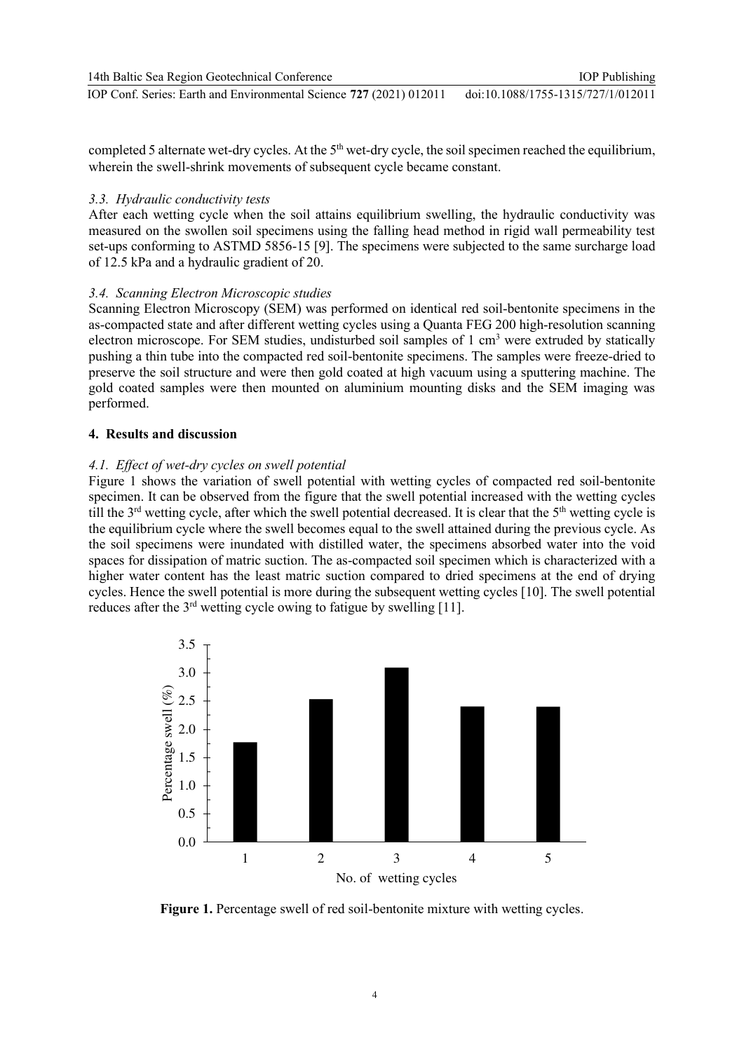completed 5 alternate wet-dry cycles. At the 5th wet-dry cycle, the soil specimen reached the equilibrium, wherein the swell-shrink movements of subsequent cycle became constant.

### 3.3. Hydraulic conductivity tests

After each wetting cycle when the soil attains equilibrium swelling, the hydraulic conductivity was measured on the swollen soil specimens using the falling head method in rigid wall permeability test set-ups conforming to ASTMD 5856-15 [9]. The specimens were subjected to the same surcharge load of 12.5 kPa and a hydraulic gradient of 20.

### 3.4. Scanning Electron Microscopic studies

Scanning Electron Microscopy (SEM) was performed on identical red soil-bentonite specimens in the as-compacted state and after different wetting cycles using a Quanta FEG 200 high-resolution scanning electron microscope. For SEM studies, undisturbed soil samples of 1 $cm^3$ were extruded by statically pushing a thin tube into the compacted red soil-bentonite specimens. The samples were freeze-dried to preserve the soil structure and were then gold coated at high vacuum using a sputtering machine. The gold coated samples were then mounted on aluminium mounting disks and the SEM imaging was performed.

## 4. Results and discussion

### 4.1. Effect of wet-dry cycles on swell potential

Figure 1 shows the variation of swell potential with wetting cycles of compacted red soil-bentonite specimen. It can be observed from the figure that the swell potential increased with the wetting cycles till the 3rd wetting cycle, after which the swell potential decreased. It is clear that the 5th wetting cycle is the equilibrium cycle where the swell becomes equal to the swell attained during the previous cycle. As the soil specimens were inundated with distilled water, the specimens absorbed water into the void spaces for dissipation of matric suction. The as-compacted soil specimen which is characterized with a higher water content has the least matric suction compared to dried specimens at the end of drying cycles. Hence the swell potential is more during the subsequent wetting cycles [10]. The swell potential reduces after the 3rd wetting cycle owing to fatigue by swelling [11].

**Figure 1.** Percentage swell of red soil-bentonite mixture with wetting cycles.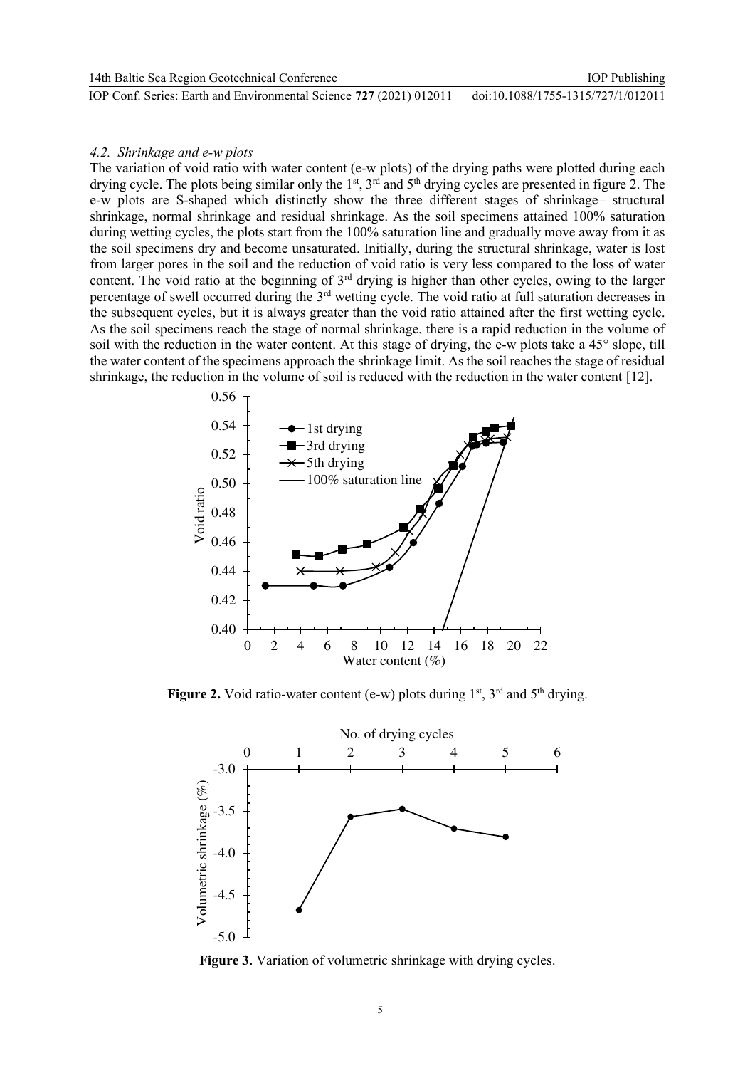### 4.2. Shrinkage and e-w plots

The variation of void ratio with water content (e-w plots) of the drying paths were plotted during each drying cycle. The plots being similar only the 1st, 3rd and 5th drying cycles are presented in figure 2. The e-w plots are S-shaped which distinctly show the three different stages of shrinkage– structural shrinkage, normal shrinkage and residual shrinkage. As the soil specimens attained 100% saturation during wetting cycles, the plots start from the 100% saturation line and gradually move away from it as the soil specimens dry and become unsaturated. Initially, during the structural shrinkage, water is lost from larger pores in the soil and the reduction of void ratio is very less compared to the loss of water content. The void ratio at the beginning of 3rd drying is higher than other cycles, owing to the larger percentage of swell occurred during the 3rd wetting cycle. The void ratio at full saturation decreases in the subsequent cycles, but it is always greater than the void ratio attained after the first wetting cycle. As the soil specimens reach the stage of normal shrinkage, there is a rapid reduction in the volume of soil with the reduction in the water content. At this stage of drying, the e-w plots take a 45° slope, till the water content of the specimens approach the shrinkage limit. As the soil reaches the stage of residual shrinkage, the reduction in the volume of soil is reduced with the reduction in the water content [12].

**Figure 2.** Void ratio-water content (e-w) plots during 1st, 3rd and 5th drying.

**Figure 3.** Variation of volumetric shrinkage with drying cycles.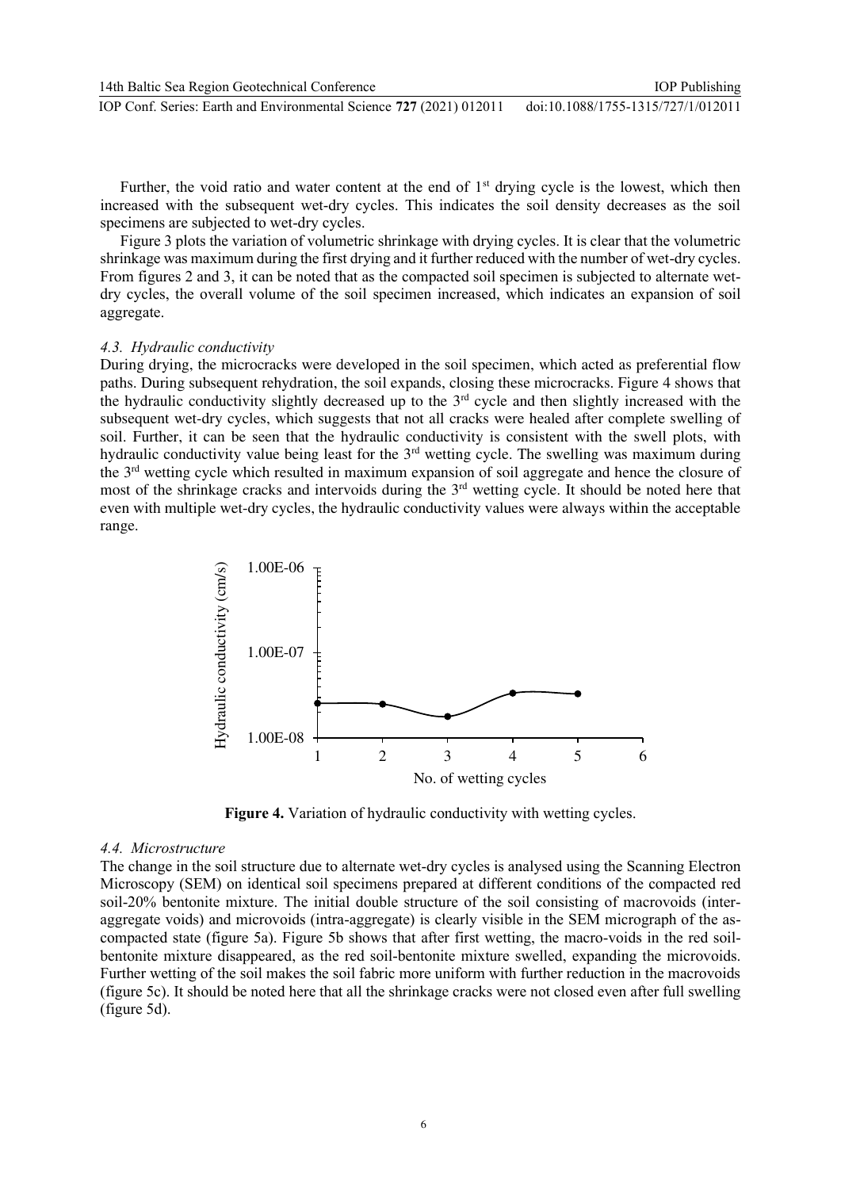Further, the void ratio and water content at the end of 1st drying cycle is the lowest, which then increased with the subsequent wet-dry cycles. This indicates the soil density decreases as the soil specimens are subjected to wet-dry cycles.

Figure 3 plots the variation of volumetric shrinkage with drying cycles. It is clear that the volumetric shrinkage was maximum during the first drying and it further reduced with the number of wet-dry cycles. From figures 2 and 3, it can be noted that as the compacted soil specimen is subjected to alternate wet-dry cycles, the overall volume of the soil specimen increased, which indicates an expansion of soil aggregate.

### *4.3. Hydraulic conductivity*

During drying, the microcracks were developed in the soil specimen, which acted as preferential flow paths. During subsequent rehydration, the soil expands, closing these microcracks. Figure 4 shows that the hydraulic conductivity slightly decreased up to the 3rd cycle and then slightly increased with the subsequent wet-dry cycles, which suggests that not all cracks were healed after complete swelling of soil. Further, it can be seen that the hydraulic conductivity is consistent with the swell plots, with hydraulic conductivity value being least for the 3rd wetting cycle. The swelling was maximum during the 3rd wetting cycle which resulted in maximum expansion of soil aggregate and hence the closure of most of the shrinkage cracks and intervoids during the 3rd wetting cycle. It should be noted here that even with multiple wet-dry cycles, the hydraulic conductivity values were always within the acceptable range.

**Figure 4.** Variation of hydraulic conductivity with wetting cycles.

### *4.4. Microstructure*

The change in the soil structure due to alternate wet-dry cycles is analysed using the Scanning Electron Microscopy (SEM) on identical soil specimens prepared at different conditions of the compacted red soil-20% bentonite mixture. The initial double structure of the soil consisting of macrovoids (inter-aggregate voids) and microvoids (intra-aggregate) is clearly visible in the SEM micrograph of the as-compacted state (figure 5a). Figure 5b shows that after first wetting, the macro-voids in the red soil-bentonite mixture disappeared, as the red soil-bentonite mixture swelled, expanding the microvoids. Further wetting of the soil makes the soil fabric more uniform with further reduction in the macrovoids (figure 5c). It should be noted here that all the shrinkage cracks were not closed even after full swelling (figure 5d).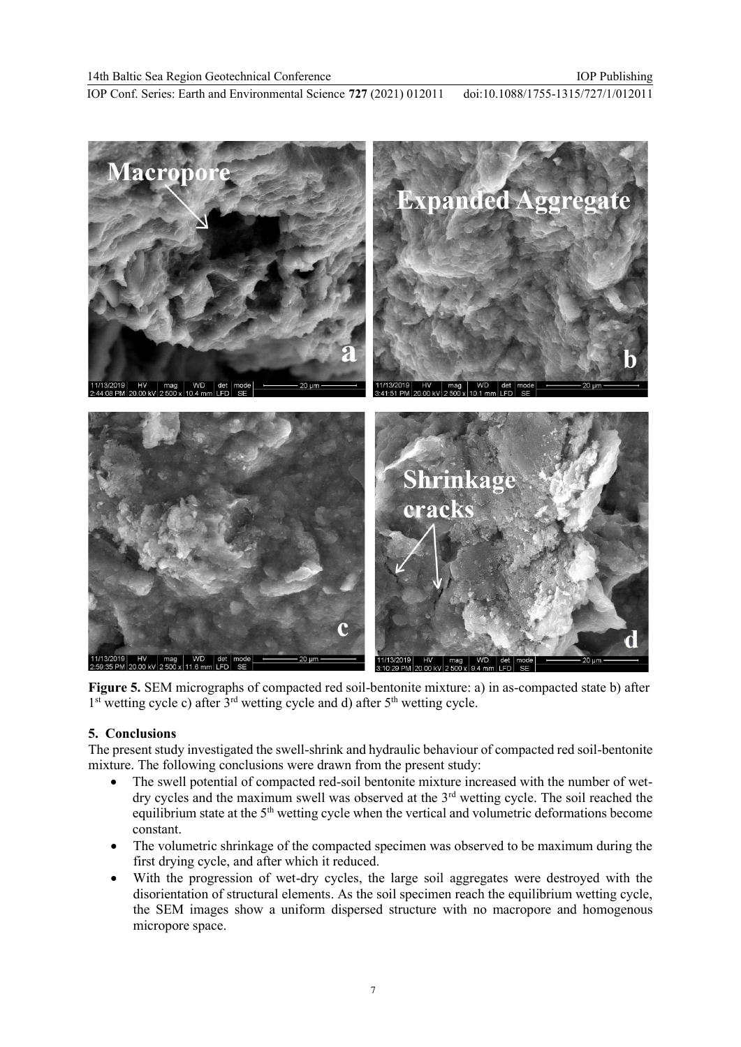**Figure 5.** SEM micrographs of compacted red soil-bentonite mixture: a) in as-compacted state b) after 1st wetting cycle c) after 3rd wetting cycle and d) after 5th wetting cycle.

## 5. Conclusions

The present study investigated the swell-shrink and hydraulic behaviour of compacted red soil-bentonite mixture. The following conclusions were drawn from the present study:

- The swell potential of compacted red-soil bentonite mixture increased with the number of wet-dry cycles and the maximum swell was observed at the 3rd wetting cycle. The soil reached the equilibrium state at the 5th wetting cycle when the vertical and volumetric deformations become constant.
- The volumetric shrinkage of the compacted specimen was observed to be maximum during the first drying cycle, and after which it reduced.
- With the progression of wet-dry cycles, the large soil aggregates were destroyed with the disorientation of structural elements. As the soil specimen reach the equilibrium wetting cycle, the SEM images show a uniform dispersed structure with no macropore and homogenous micropore space.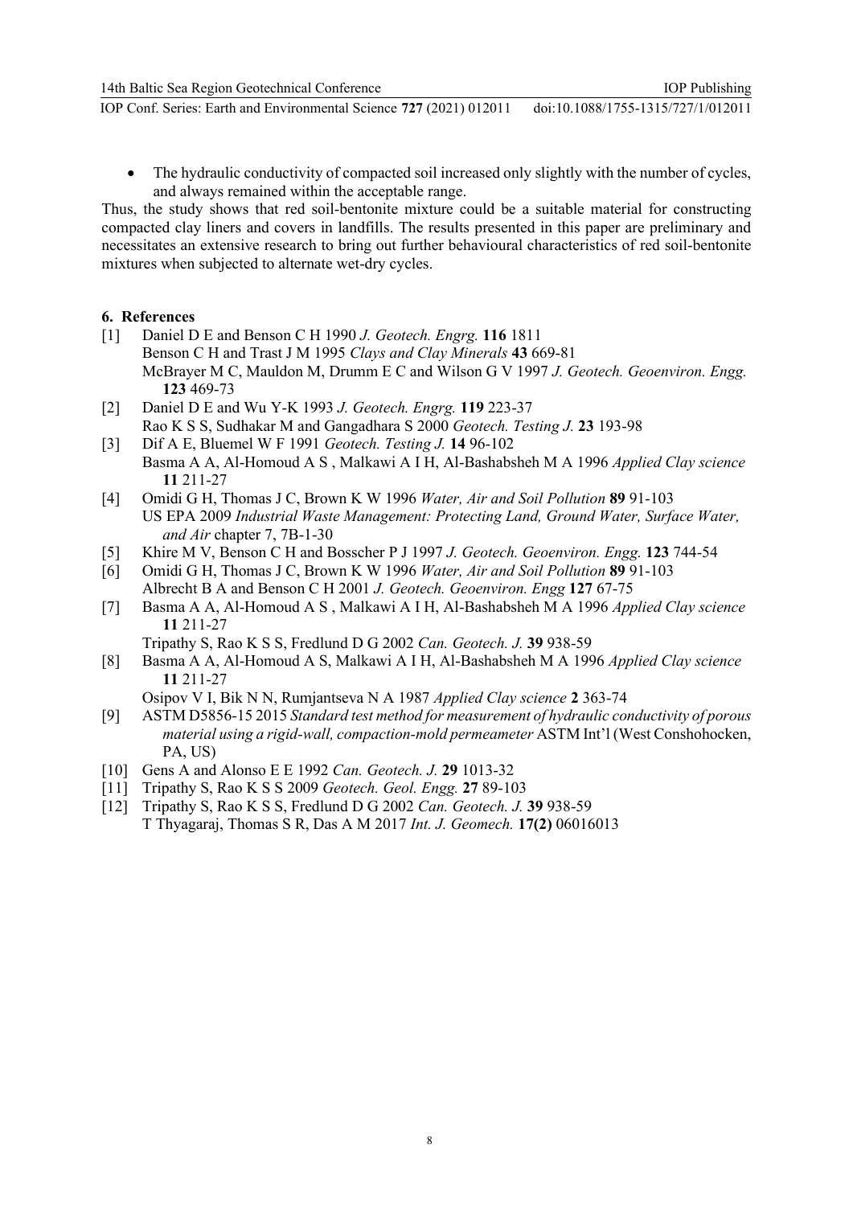- The hydraulic conductivity of compacted soil increased only slightly with the number of cycles, and always remained within the acceptable range.

Thus, the study shows that red soil-bentonite mixture could be a suitable material for constructing compacted clay liners and covers in landfills. The results presented in this paper are preliminary and necessitates an extensive research to bring out further behavioural characteristics of red soil-bentonite mixtures when subjected to alternate wet-dry cycles.

## 6. References

[1] Daniel D E and Benson C H 1990 *J. Geotech. Engrg.* **116** 1811
Benson C H and Trast J M 1995 *Clays and Clay Minerals* **43** 669-81
McBrayer M C, Mauldon M, Drumm E C and Wilson G V 1997 *J. Geotech. Geoenviron. Engg.* **123** 469-73

[2] Daniel D E and Wu Y-K 1993 *J. Geotech. Engrg.* **119** 223-37
Rao K S S, Sudhakar M and Gangadhara S 2000 *Geotech. Testing J.* **23** 193-98

[3] Dif A E, Bluemel W F 1991 *Geotech. Testing J.* **14** 96-102
Basma A A, Al-Homoud A S , Malkawi A I H, Al-Bashabsheh M A 1996 *Applied Clay science* **11** 211-27

[4] Omidi G H, Thomas J C, Brown K W 1996 *Water, Air and Soil Pollution* **89** 91-103
US EPA 2009 *Industrial Waste Management: Protecting Land, Ground Water, Surface Water, and Air* chapter 7, 7B-1-30

[5] Khire M V, Benson C H and Bosscher P J 1997 *J. Geotech. Geoenviron. Engg.* **123** 744-54

[6] Omidi G H, Thomas J C, Brown K W 1996 *Water, Air and Soil Pollution* **89** 91-103
Albrecht B A and Benson C H 2001 *J. Geotech. Geoenviron. Engg* **127** 67-75

[7] Basma A A, Al-Homoud A S , Malkawi A I H, Al-Bashabsheh M A 1996 *Applied Clay science* **11** 211-27
Tripathy S, Rao K S S, Fredlund D G 2002 *Can. Geotech. J.* **39** 938-59

[8] Basma A A, Al-Homoud A S, Malkawi A I H, Al-Bashabsheh M A 1996 *Applied Clay science* **11** 211-27
Osipov V I, Bik N N, Rumjantseva N A 1987 *Applied Clay science* **2** 363-74

[9] ASTM D5856-15 2015 *Standard test method for measurement of hydraulic conductivity of porous material using a rigid-wall, compaction-mold permeameter* ASTM Int'l (West Conshohocken, PA, US)

[10] Gens A and Alonso E E 1992 *Can. Geotech. J.* **29** 1013-32

[11] Tripathy S, Rao K S S 2009 *Geotech. Geol. Engg.* **27** 89-103

[12] Tripathy S, Rao K S S, Fredlund D G 2002 *Can. Geotech. J.* **39** 938-59
T Thyagaraj, Thomas S R, Das A M 2017 *Int. J. Geomech.* **17(2)** 06016013